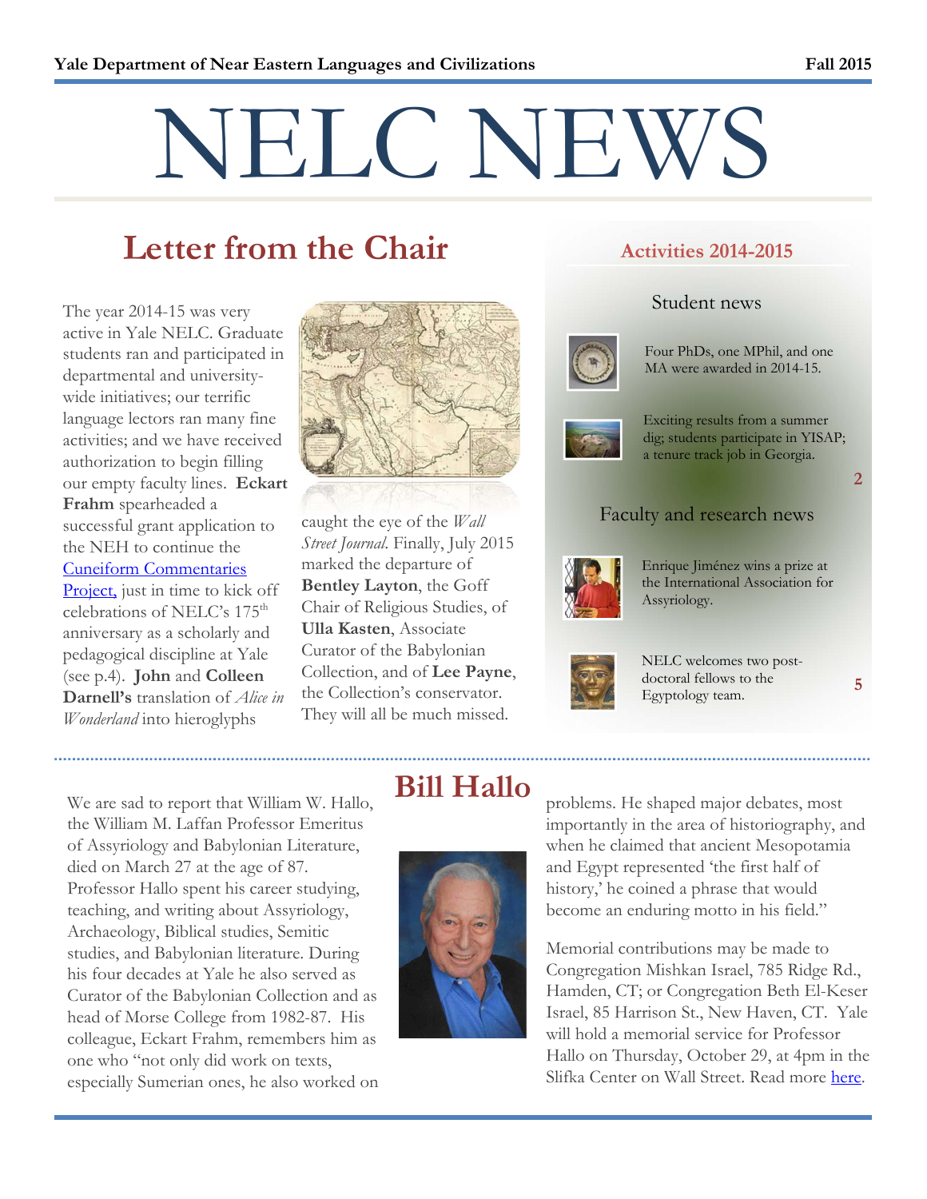# NELC NEWS

## Letter from the Chair

The year 2014-15 was very active in Yale NELC. Graduate students ran and participated in departmental and university-wide initiatives; our terrific language lectors ran many fine activities; and we have received authorization to begin filling our empty faculty lines. **Eckart Frahm** spearheaded a successful grant application to the NEH to continue the Cuneiform Commentaries Project, just in time to kick off celebrations of NELC's 175th anniversary as a scholarly and pedagogical discipline at Yale (see p.4). **John** and **Colleen Darnell's** translation of *Alice in Wonderland* into hieroglyphs caught the eye of the *Wall Street Journal*. Finally, July 2015 marked the departure of **Bentley Layton**, the Goff Chair of Religious Studies, of **Ulla Kasten**, Associate Curator of the Babylonian Collection, and of **Lee Payne**, the Collection's conservator. They will all be much missed.

## Activities 2014-2015

### Student news

Four PhDs, one MPhil, and one MA were awarded in 2014-15.

Exciting results from a summer dig; students participate in YISAP; a tenure track job in Georgia. (p. 2)

### Faculty and research news

Enrique Jiménez wins a prize at the International Association for Assyriology.

NELC welcomes two post-doctoral fellows to the Egyptology team. (p. 5)

## Bill Hallo

We are sad to report that William W. Hallo, the William M. Laffan Professor Emeritus of Assyriology and Babylonian Literature, died on March 27 at the age of 87. Professor Hallo spent his career studying, teaching, and writing about Assyriology, Archaeology, Biblical studies, Semitic studies, and Babylonian literature. During his four decades at Yale he also served as Curator of the Babylonian Collection and as head of Morse College from 1982-87. His colleague, Eckart Frahm, remembers him as one who "not only did work on texts, especially Sumerian ones, he also worked on problems. He shaped major debates, most importantly in the area of historiography, and when he claimed that ancient Mesopotamia and Egypt represented 'the first half of history,' he coined a phrase that would become an enduring motto in his field."

Memorial contributions may be made to Congregation Mishkan Israel, 785 Ridge Rd., Hamden, CT; or Congregation Beth El-Keser Israel, 85 Harrison St., New Haven, CT. Yale will hold a memorial service for Professor Hallo on Thursday, October 29, at 4pm in the Slifka Center on Wall Street. Read more here.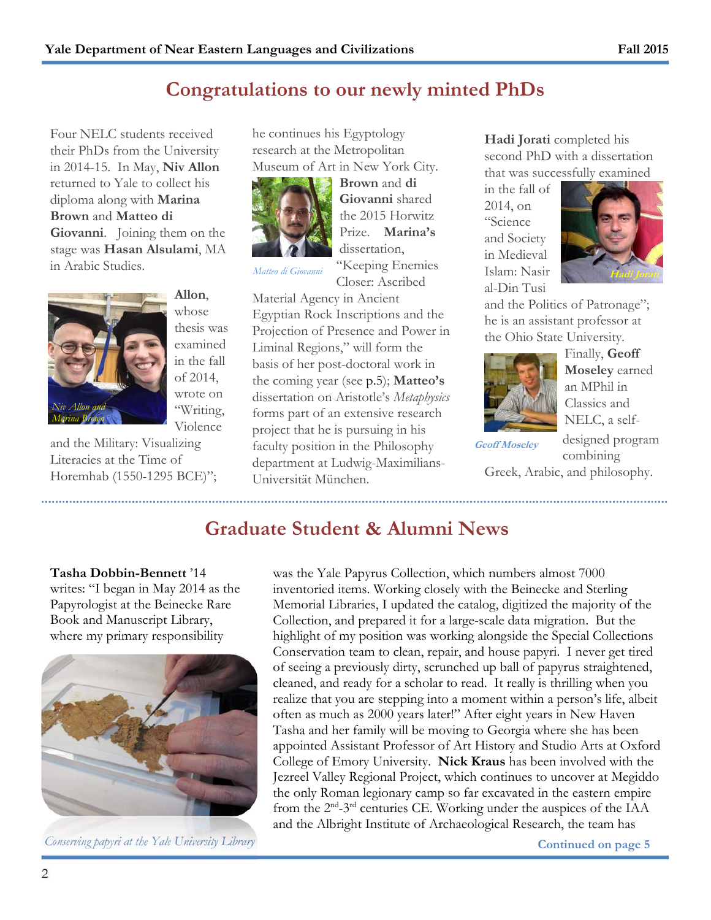## Congratulations to our newly minted PhDs

Four NELC students received their PhDs from the University in 2014-15. In May, **Niv Allon** returned to Yale to collect his diploma along with **Marina Brown** and **Matteo di Giovanni**. Joining them on the stage was **Hasan Alsulami**, MA in Arabic Studies.

*Niv Allon and Marina Brown*

**Allon**, whose thesis was examined in the fall of 2014, wrote on "Writing, Violence and the Military: Visualizing Literacies at the Time of Horemhab (1550-1295 BCE)"; he continues his Egyptology research at the Metropolitan Museum of Art in New York City.

*Matteo di Giovanni*

**Brown** and **di Giovanni** shared the 2015 Horwitz Prize. **Marina's** dissertation, "Keeping Enemies Closer: Ascribed Material Agency in Ancient Egyptian Rock Inscriptions and the Projection of Presence and Power in Liminal Regions," will form the basis of her post-doctoral work in the coming year (see p.5); **Matteo's** dissertation on Aristotle's *Metaphysics* forms part of an extensive research project that he is pursuing in his faculty position in the Philosophy department at Ludwig-Maximilians-Universität München.

**Hadi Jorati** completed his second PhD with a dissertation that was successfully examined in the fall of 2014, on "Science and Society in Medieval Islam: Nasir al-Din Tusi and the Politics of Patronage"; he is an assistant professor at the Ohio State University.

*Hadi Jorati*

Finally, **Geoff Moseley** earned an MPhil in Classics and NELC, a self-designed program combining Greek, Arabic, and philosophy.

*Geoff Moseley*

## Graduate Student & Alumni News

**Tasha Dobbin-Bennett** '14 writes: "I began in May 2014 as the Papyrologist at the Beinecke Rare Book and Manuscript Library, where my primary responsibility was the Yale Papyrus Collection, which numbers almost 7000 inventoried items. Working closely with the Beinecke and Sterling Memorial Libraries, I updated the catalog, digitized the majority of the Collection, and prepared it for a large-scale data migration. But the highlight of my position was working alongside the Special Collections Conservation team to clean, repair, and house papyri. I never get tired of seeing a previously dirty, scrunched up ball of papyrus straightened, cleaned, and ready for a scholar to read. It really is thrilling when you realize that you are stepping into a moment within a person's life, albeit often as much as 2000 years later!" After eight years in New Haven Tasha and her family will be moving to Georgia where she has been appointed Assistant Professor of Art History and Studio Arts at Oxford College of Emory University. **Nick Kraus** has been involved with the Jezreel Valley Regional Project, which continues to uncover at Megiddo the only Roman legionary camp so far excavated in the eastern empire from the 2nd-3rd centuries CE. Working under the auspices of the IAA and the Albright Institute of Archaeological Research, the team has

*Conserving papyri at the Yale University Library*

**Continued on page 5**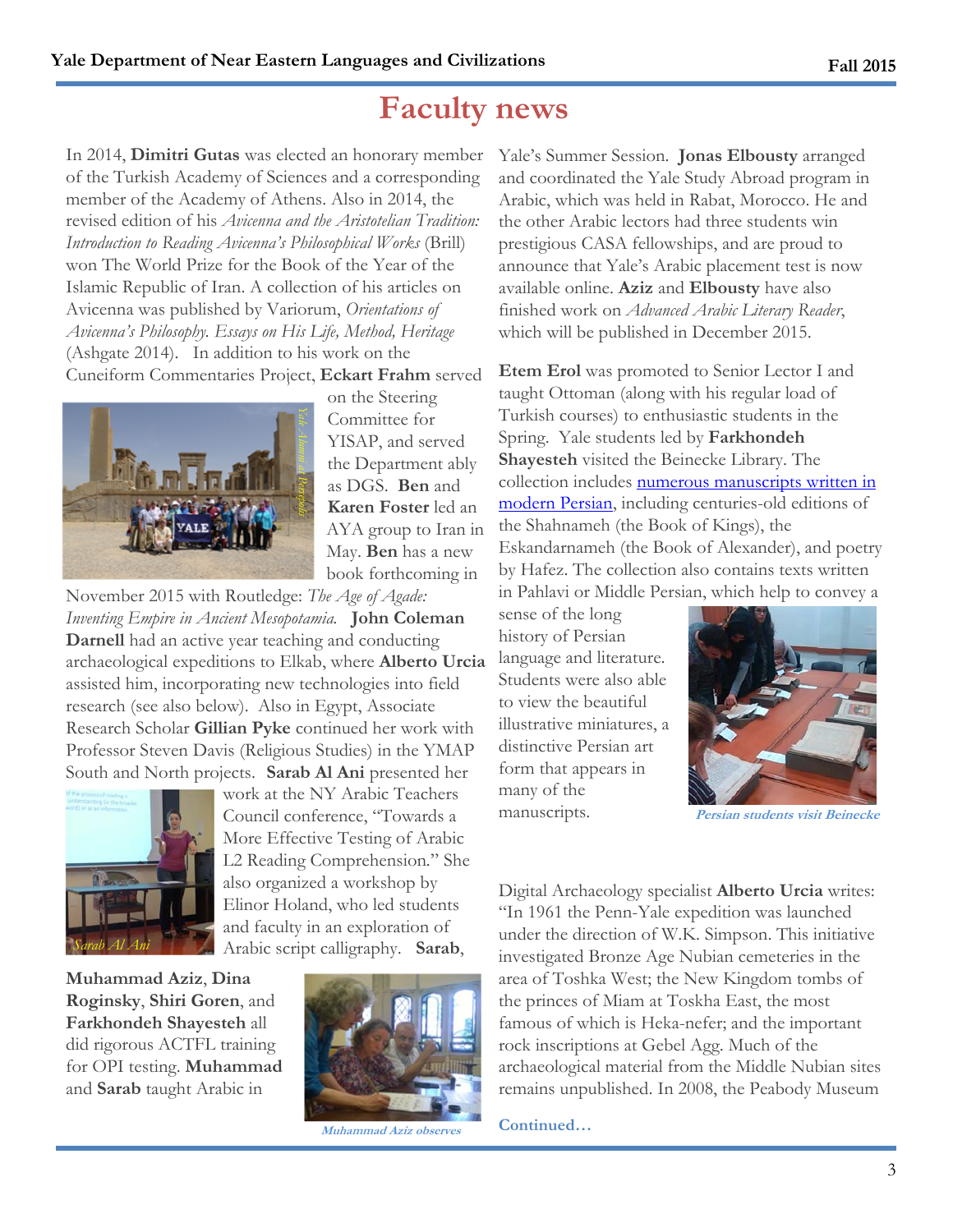# Faculty news

In 2014, **Dimitri Gutas** was elected an honorary member of the Turkish Academy of Sciences and a corresponding member of the Academy of Athens. Also in 2014, the revised edition of his *Avicenna and the Aristotelian Tradition: Introduction to Reading Avicenna's Philosophical Works* (Brill) won The World Prize for the Book of the Year of the Islamic Republic of Iran. A collection of his articles on Avicenna was published by Variorum, *Orientations of Avicenna's Philosophy. Essays on His Life, Method, Heritage* (Ashgate 2014). In addition to his work on the Cuneiform Commentaries Project, **Eckart Frahm** served on the Steering Committee for YISAP, and served the Department ably as DGS. **Ben** and **Karen Foster** led an AYA group to Iran in May. **Ben** has a new book forthcoming in November 2015 with Routledge: *The Age of Agade: Inventing Empire in Ancient Mesopotamia.* **John Coleman Darnell** had an active year teaching and conducting archaeological expeditions to Elkab, where **Alberto Urcia** assisted him, incorporating new technologies into field research (see also below). Also in Egypt, Associate Research Scholar **Gillian Pyke** continued her work with Professor Steven Davis (Religious Studies) in the YMAP South and North projects. **Sarab Al Ani** presented her work at the NY Arabic Teachers Council conference, "Towards a More Effective Testing of Arabic L2 Reading Comprehension." She also organized a workshop by Elinor Holand, who led students and faculty in an exploration of Arabic script calligraphy. **Sarab**, **Muhammad Aziz**, **Dina Roginsky**, **Shiri Goren**, and **Farkhondeh Shayesteh** all did rigorous ACTFL training for OPI testing. **Muhammad** and **Sarab** taught Arabic in Yale's Summer Session. **Jonas Elbousty** arranged and coordinated the Yale Study Abroad program in Arabic, which was held in Rabat, Morocco. He and the other Arabic lectors had three students win prestigious CASA fellowships, and are proud to announce that Yale's Arabic placement test is now available online. **Aziz** and **Elbousty** have also finished work on *Advanced Arabic Literary Reader*, which will be published in December 2015.

*Yale Alumni at Persepolis*

*Sarab Al Ani*

*Muhammad Aziz observes*

**Etem Erol** was promoted to Senior Lector I and taught Ottoman (along with his regular load of Turkish courses) to enthusiastic students in the Spring. Yale students led by **Farkhondeh Shayesteh** visited the Beinecke Library. The collection includes numerous manuscripts written in modern Persian, including centuries-old editions of the Shahnameh (the Book of Kings), the Eskandarnameh (the Book of Alexander), and poetry by Hafez. The collection also contains texts written in Pahlavi or Middle Persian, which help to convey a sense of the long history of Persian language and literature. Students were also able to view the beautiful illustrative miniatures, a distinctive Persian art form that appears in many of the manuscripts.

*Persian students visit Beinecke*

Digital Archaeology specialist **Alberto Urcia** writes: "In 1961 the Penn-Yale expedition was launched under the direction of W.K. Simpson. This initiative investigated Bronze Age Nubian cemeteries in the area of Toshka West; the New Kingdom tombs of the princes of Miam at Toskha East, the most famous of which is Heka-nefer; and the important rock inscriptions at Gebel Agg. Much of the archaeological material from the Middle Nubian sites remains unpublished. In 2008, the Peabody Museum

**Continued…**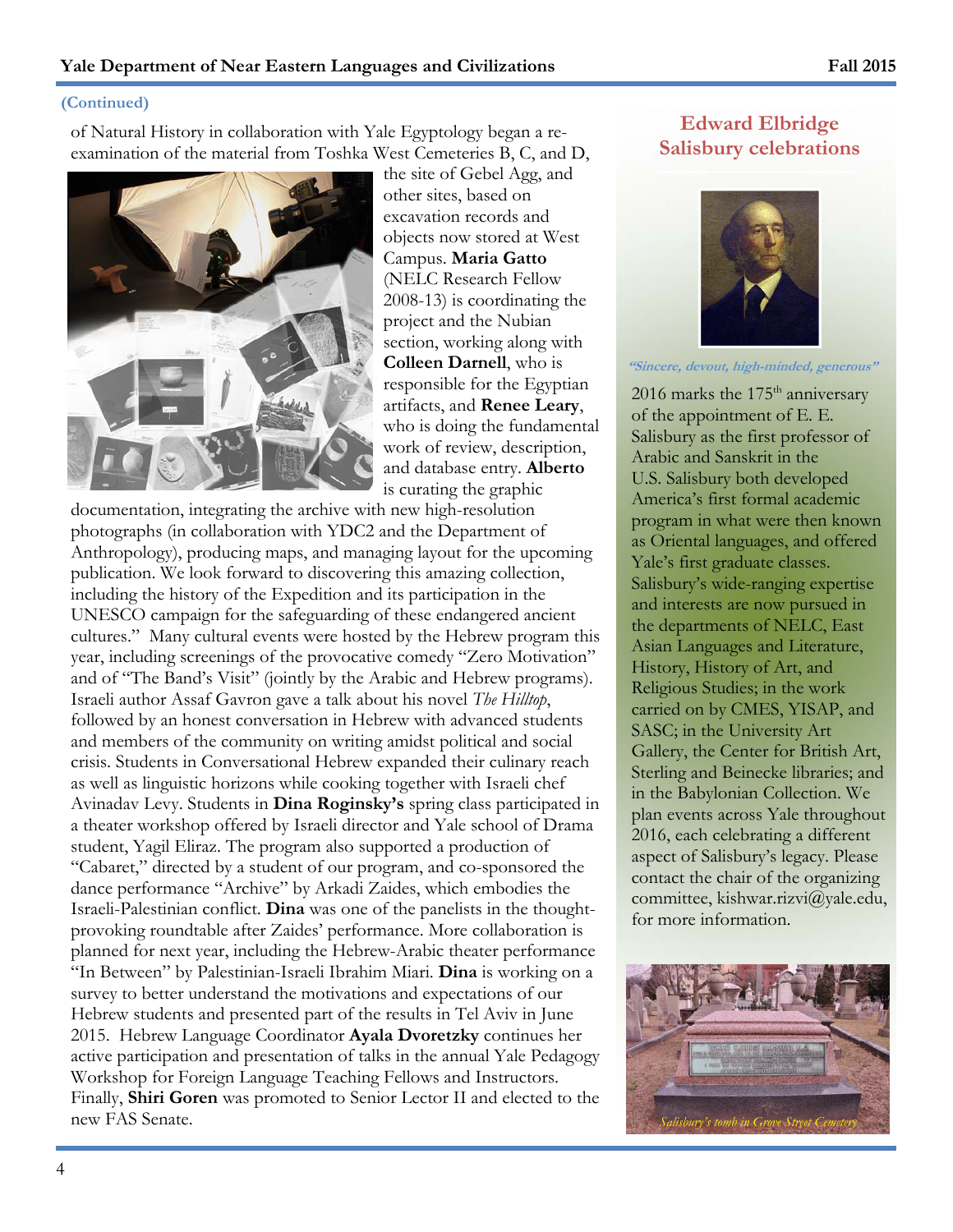**(Continued)**

of Natural History in collaboration with Yale Egyptology began a re-examination of the material from Toshka West Cemeteries B, C, and D, the site of Gebel Agg, and other sites, based on excavation records and objects now stored at West Campus. **Maria Gatto** (NELC Research Fellow 2008-13) is coordinating the project and the Nubian section, working along with **Colleen Darnell**, who is responsible for the Egyptian artifacts, and **Renee Leary**, who is doing the fundamental work of review, description, and database entry. **Alberto** is curating the graphic documentation, integrating the archive with new high-resolution photographs (in collaboration with YDC2 and the Department of Anthropology), producing maps, and managing layout for the upcoming publication. We look forward to discovering this amazing collection, including the history of the Expedition and its participation in the UNESCO campaign for the safeguarding of these endangered ancient cultures." Many cultural events were hosted by the Hebrew program this year, including screenings of the provocative comedy "Zero Motivation" and of "The Band's Visit" (jointly by the Arabic and Hebrew programs). Israeli author Assaf Gavron gave a talk about his novel *The Hilltop*, followed by an honest conversation in Hebrew with advanced students and members of the community on writing amidst political and social crisis. Students in Conversational Hebrew expanded their culinary reach as well as linguistic horizons while cooking together with Israeli chef Avinadav Levy. Students in **Dina Roginsky's** spring class participated in a theater workshop offered by Israeli director and Yale school of Drama student, Yagil Eliraz. The program also supported a production of "Cabaret," directed by a student of our program, and co-sponsored the dance performance "Archive" by Arkadi Zaides, which embodies the Israeli-Palestinian conflict. **Dina** was one of the panelists in the thought-provoking roundtable after Zaides' performance. More collaboration is planned for next year, including the Hebrew-Arabic theater performance "In Between" by Palestinian-Israeli Ibrahim Miari. **Dina** is working on a survey to better understand the motivations and expectations of our Hebrew students and presented part of the results in Tel Aviv in June 2015. Hebrew Language Coordinator **Ayala Dvoretzky** continues her active participation and presentation of talks in the annual Yale Pedagogy Workshop for Foreign Language Teaching Fellows and Instructors. Finally, **Shiri Goren** was promoted to Senior Lector II and elected to the new FAS Senate.

## Edward Elbridge Salisbury celebrations

*"Sincere, devout, high-minded, generous"*

2016 marks the 175th anniversary of the appointment of E. E. Salisbury as the first professor of Arabic and Sanskrit in the U.S. Salisbury both developed America's first formal academic program in what were then known as Oriental languages, and offered Yale's first graduate classes. Salisbury's wide-ranging expertise and interests are now pursued in the departments of NELC, East Asian Languages and Literature, History, History of Art, and Religious Studies; in the work carried on by CMES, YISAP, and SASC; in the University Art Gallery, the Center for British Art, Sterling and Beinecke libraries; and in the Babylonian Collection. We plan events across Yale throughout 2016, each celebrating a different aspect of Salisbury's legacy. Please contact the chair of the organizing committee, kishwar.rizvi@yale.edu, for more information.

*Salisbury's tomb in Grove Street Cemetery*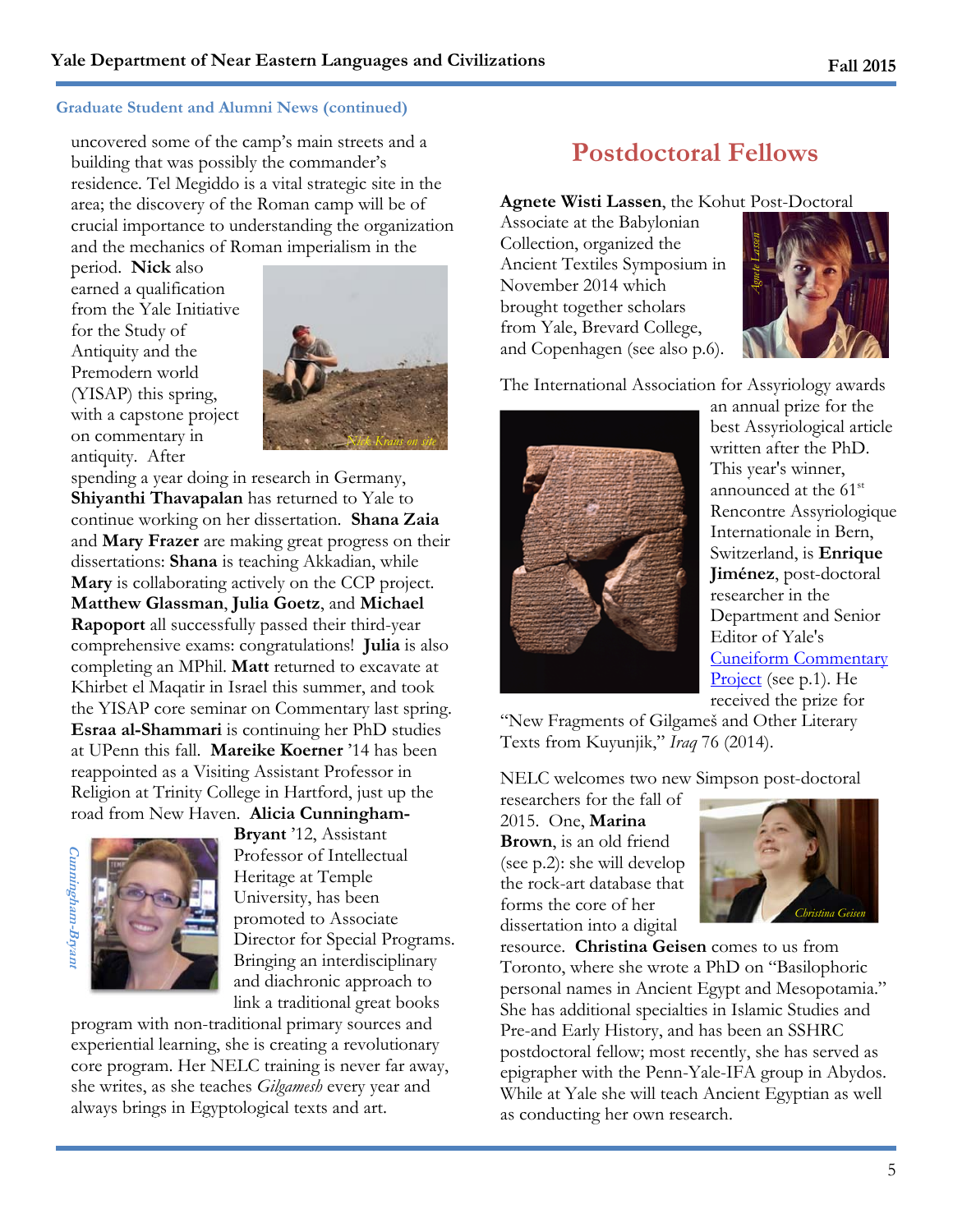### Graduate Student and Alumni News (continued)

uncovered some of the camp's main streets and a building that was possibly the commander's residence. Tel Megiddo is a vital strategic site in the area; the discovery of the Roman camp will be of crucial importance to understanding the organization and the mechanics of Roman imperialism in the period. **Nick** also earned a qualification from the Yale Initiative for the Study of Antiquity and the Premodern world (YISAP) this spring, with a capstone project on commentary in antiquity. After spending a year doing in research in Germany, **Shiyanthi Thavapalan** has returned to Yale to continue working on her dissertation. **Shana Zaia** and **Mary Frazer** are making great progress on their dissertations: **Shana** is teaching Akkadian, while **Mary** is collaborating actively on the CCP project. **Matthew Glassman**, **Julia Goetz**, and **Michael Rapoport** all successfully passed their third-year comprehensive exams: congratulations! **Julia** is also completing an MPhil. **Matt** returned to excavate at Khirbet el Maqatir in Israel this summer, and took the YISAP core seminar on Commentary last spring. **Esraa al-Shammari** is continuing her PhD studies at UPenn this fall. **Mareike Koerner** '14 has been reappointed as a Visiting Assistant Professor in Religion at Trinity College in Hartford, just up the road from New Haven. **Alicia Cunningham-Bryant** '12, Assistant Professor of Intellectual Heritage at Temple University, has been promoted to Associate Director for Special Programs. Bringing an interdisciplinary and diachronic approach to link a traditional great books program with non-traditional primary sources and experiential learning, she is creating a revolutionary core program. Her NELC training is never far away, she writes, as she teaches *Gilgamesh* every year and always brings in Egyptological texts and art.

Nick Kraus on site

Cunningham-Bryant

## Postdoctoral Fellows

**Agnete Wisti Lassen**, the Kohut Post-Doctoral Associate at the Babylonian Collection, organized the Ancient Textiles Symposium in November 2014 which brought together scholars from Yale, Brevard College, and Copenhagen (see also p.6).

Agnete Lassen

The International Association for Assyriology awards an annual prize for the best Assyriological article written after the PhD. This year's winner, announced at the 61st Rencontre Assyriologique Internationale in Bern, Switzerland, is **Enrique Jiménez**, post-doctoral researcher in the Department and Senior Editor of Yale's [Cuneiform Commentary Project](Cuneiform Commentary Project) (see p.1). He received the prize for "New Fragments of Gilgameš and Other Literary Texts from Kuyunjik," *Iraq* 76 (2014).

NELC welcomes two new Simpson post-doctoral researchers for the fall of 2015. One, **Marina Brown**, is an old friend (see p.2): she will develop the rock-art database that forms the core of her dissertation into a digital resource. **Christina Geisen** comes to us from Toronto, where she wrote a PhD on "Basilophoric personal names in Ancient Egypt and Mesopotamia." She has additional specialties in Islamic Studies and Pre-and Early History, and has been an SSHRC postdoctoral fellow; most recently, she has served as epigrapher with the Penn-Yale-IFA group in Abydos. While at Yale she will teach Ancient Egyptian as well as conducting her own research.

Christina Geisen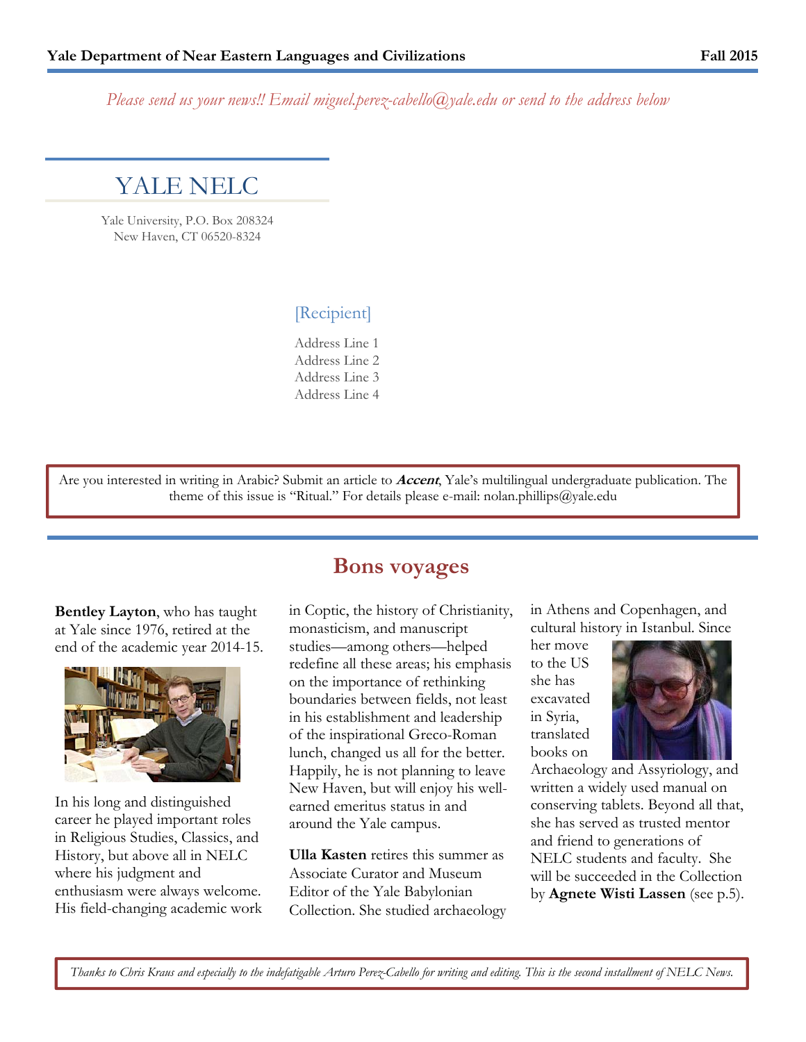*Please send us your news!! Email miguel.perez-cabello@yale.edu or send to the address below*

## YALE NELC

Yale University, P.O. Box 208324
New Haven, CT 06520-8324

[Recipient]

Address Line 1
Address Line 2
Address Line 3
Address Line 4

Are you interested in writing in Arabic? Submit an article to ***Accent***, Yale's multilingual undergraduate publication. The theme of this issue is "Ritual." For details please e-mail: nolan.phillips@yale.edu

## Bons voyages

**Bentley Layton**, who has taught at Yale since 1976, retired at the end of the academic year 2014-15.

In his long and distinguished career he played important roles in Religious Studies, Classics, and History, but above all in NELC where his judgment and enthusiasm were always welcome. His field-changing academic work in Coptic, the history of Christianity, monasticism, and manuscript studies—among others—helped redefine all these areas; his emphasis on the importance of rethinking boundaries between fields, not least in his establishment and leadership of the inspirational Greco-Roman lunch, changed us all for the better. Happily, he is not planning to leave New Haven, but will enjoy his well-earned emeritus status in and around the Yale campus.

**Ulla Kasten** retires this summer as Associate Curator and Museum Editor of the Yale Babylonian Collection. She studied archaeology in Athens and Copenhagen, and cultural history in Istanbul. Since her move to the US she has excavated in Syria, translated books on Archaeology and Assyriology, and written a widely used manual on conserving tablets. Beyond all that, she has served as trusted mentor and friend to generations of NELC students and faculty. She will be succeeded in the Collection by **Agnete Wisti Lassen** (see p.5).

*Thanks to Chris Kraus and especially to the indefatigable Arturo Perez-Cabello for writing and editing. This is the second installment of NELC News.*